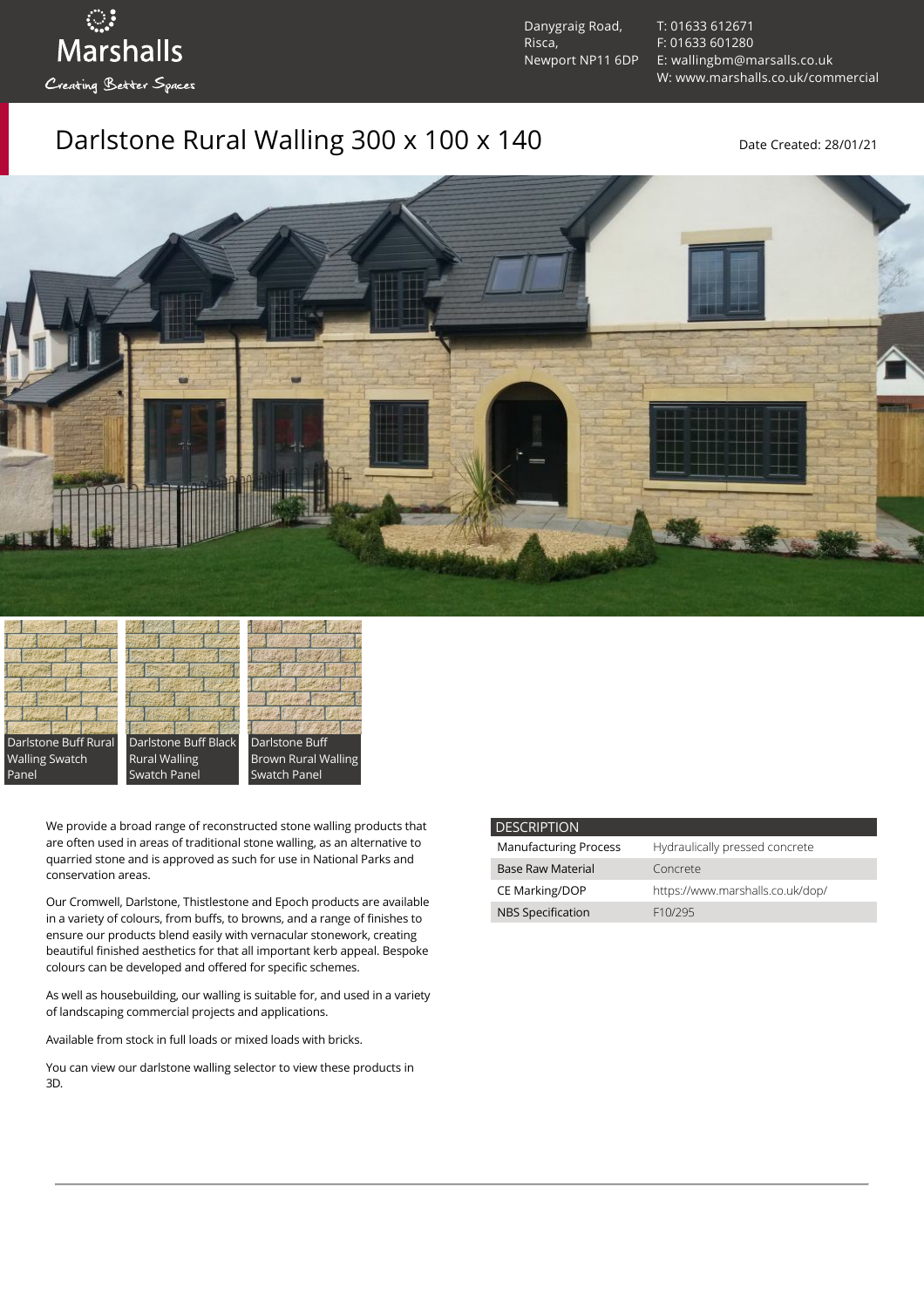Marshalls

Creating Better Spaces

Danygraig Road,
Risca,
Newport NP11 6DP

T: 01633 612671
F: 01633 601280
E: wallingbm@marsalls.co.uk
W: www.marshalls.co.uk/commercial

# Darlstone Rural Walling 300 x 100 x 140

Date Created: 28/01/21

Darlstone Buff Rural Walling Swatch Panel

Darlstone Buff Black Rural Walling Swatch Panel

Darlstone Buff Brown Rural Walling Swatch Panel

We provide a broad range of reconstructed stone walling products that are often used in areas of traditional stone walling, as an alternative to quarried stone and is approved as such for use in National Parks and conservation areas.

Our Cromwell, Darlstone, Thistlestone and Epoch products are available in a variety of colours, from buffs, to browns, and a range of finishes to ensure our products blend easily with vernacular stonework, creating beautiful finished aesthetics for that all important kerb appeal. Bespoke colours can be developed and offered for specific schemes.

As well as housebuilding, our walling is suitable for, and used in a variety of landscaping commercial projects and applications.

Available from stock in full loads or mixed loads with bricks.

You can view our darlstone walling selector to view these products in 3D.

| DESCRIPTION | |
|---|---|
| Manufacturing Process | Hydraulically pressed concrete |
| Base Raw Material | Concrete |
| CE Marking/DOP | https://www.marshalls.co.uk/dop/ |
| NBS Specification | F10/295 |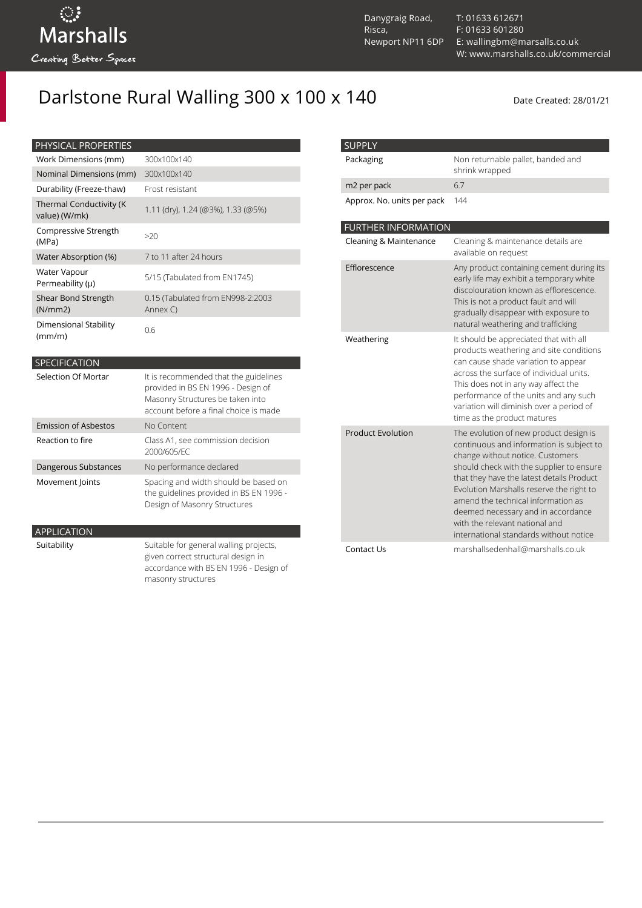Marshalls

Creating Better Spaces

Danygraig Road,
Risca,
Newport NP11 6DP

T: 01633 612671
F: 01633 601280
E: wallingbm@marsalls.co.uk
W: www.marshalls.co.uk/commercial

# Darlstone Rural Walling 300 x 100 x 140

Date Created: 28/01/21

| PHYSICAL PROPERTIES | |
|---|---|
| Work Dimensions (mm) | 300x100x140 |
| Nominal Dimensions (mm) | 300x100x140 |
| Durability (Freeze-thaw) | Frost resistant |
| Thermal Conductivity (K value) (W/mk) | 1.11 (dry), 1.24 (@3%), 1.33 (@5%) |
| Compressive Strength (MPa) | >20 |
| Water Absorption (%) | 7 to 11 after 24 hours |
| Water Vapour Permeability (μ) | 5/15 (Tabulated from EN1745) |
| Shear Bond Strength (N/mm2) | 0.15 (Tabulated from EN998-2:2003 Annex C) |
| Dimensional Stability (mm/m) | 0.6 |

| SPECIFICATION | |
|---|---|
| Selection Of Mortar | It is recommended that the guidelines provided in BS EN 1996 - Design of Masonry Structures be taken into account before a final choice is made |
| Emission of Asbestos | No Content |
| Reaction to fire | Class A1, see commission decision 2000/605/EC |
| Dangerous Substances | No performance declared |
| Movement Joints | Spacing and width should be based on the guidelines provided in BS EN 1996 - Design of Masonry Structures |

| APPLICATION | |
|---|---|
| Suitability | Suitable for general walling projects, given correct structural design in accordance with BS EN 1996 - Design of masonry structures |

| SUPPLY | |
|---|---|
| Packaging | Non returnable pallet, banded and shrink wrapped |
| m2 per pack | 6.7 |
| Approx. No. units per pack | 144 |

| FURTHER INFORMATION | |
|---|---|
| Cleaning & Maintenance | Cleaning & maintenance details are available on request |
| Efflorescence | Any product containing cement during its early life may exhibit a temporary white discolouration known as efflorescence. This is not a product fault and will gradually disappear with exposure to natural weathering and trafficking |
| Weathering | It should be appreciated that with all products weathering and site conditions can cause shade variation to appear across the surface of individual units. This does not in any way affect the performance of the units and any such variation will diminish over a period of time as the product matures |
| Product Evolution | The evolution of new product design is continuous and information is subject to change without notice. Customers should check with the supplier to ensure that they have the latest details Product Evolution Marshalls reserve the right to amend the technical information as deemed necessary and in accordance with the relevant national and international standards without notice |
| Contact Us | marshallsedenhall@marshalls.co.uk |